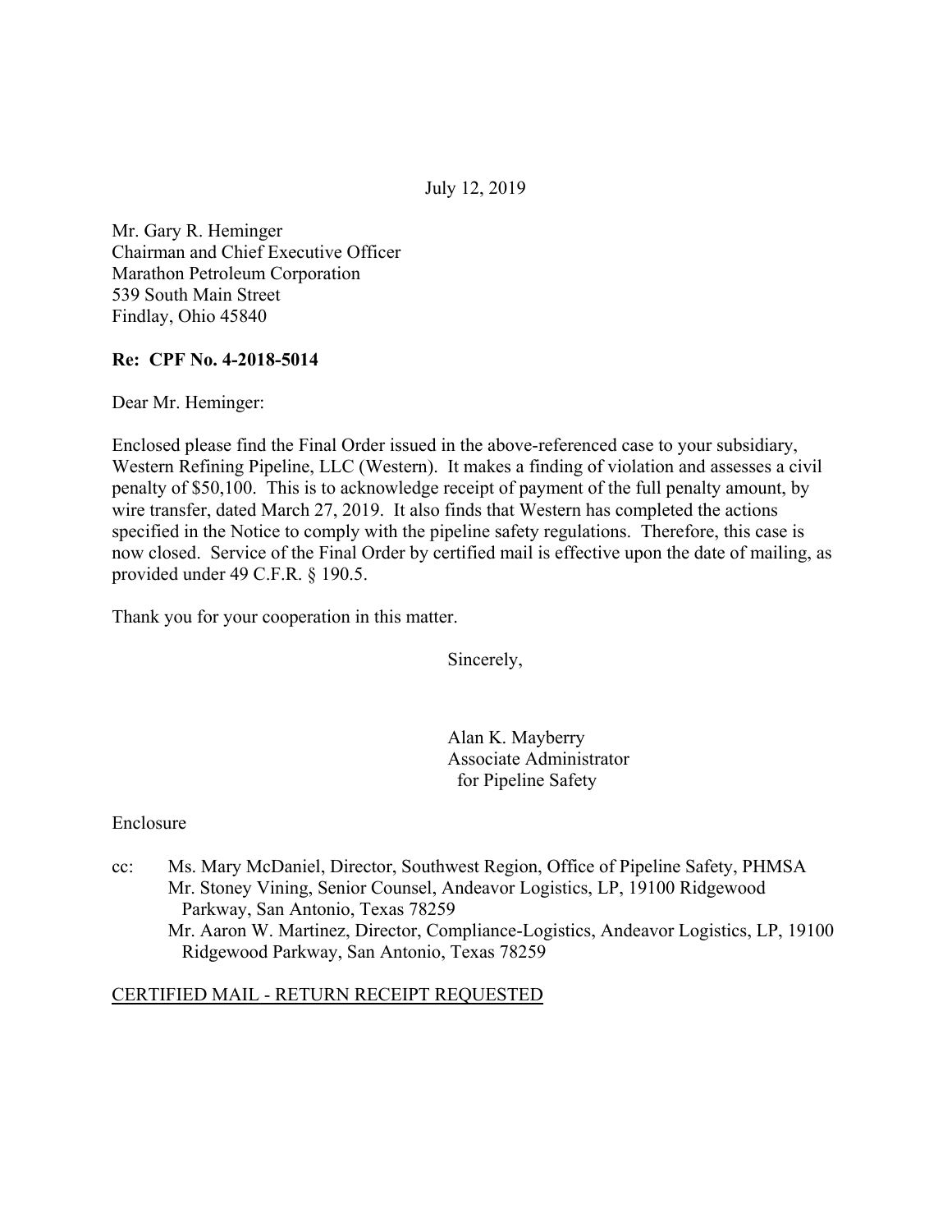July 12, 2019

Mr. Gary R. Heminger
Chairman and Chief Executive Officer
Marathon Petroleum Corporation
539 South Main Street
Findlay, Ohio 45840

**Re: CPF No. 4-2018-5014**

Dear Mr. Heminger:

Enclosed please find the Final Order issued in the above-referenced case to your subsidiary, Western Refining Pipeline, LLC (Western). It makes a finding of violation and assesses a civil penalty of $50,100. This is to acknowledge receipt of payment of the full penalty amount, by wire transfer, dated March 27, 2019. It also finds that Western has completed the actions specified in the Notice to comply with the pipeline safety regulations. Therefore, this case is now closed. Service of the Final Order by certified mail is effective upon the date of mailing, as provided under 49 C.F.R. § 190.5.

Thank you for your cooperation in this matter.

Sincerely,

Alan K. Mayberry
Associate Administrator
for Pipeline Safety

Enclosure

cc: Ms. Mary McDaniel, Director, Southwest Region, Office of Pipeline Safety, PHMSA
Mr. Stoney Vining, Senior Counsel, Andeavor Logistics, LP, 19100 Ridgewood Parkway, San Antonio, Texas 78259
Mr. Aaron W. Martinez, Director, Compliance-Logistics, Andeavor Logistics, LP, 19100 Ridgewood Parkway, San Antonio, Texas 78259

<u>CERTIFIED MAIL - RETURN RECEIPT REQUESTED</u>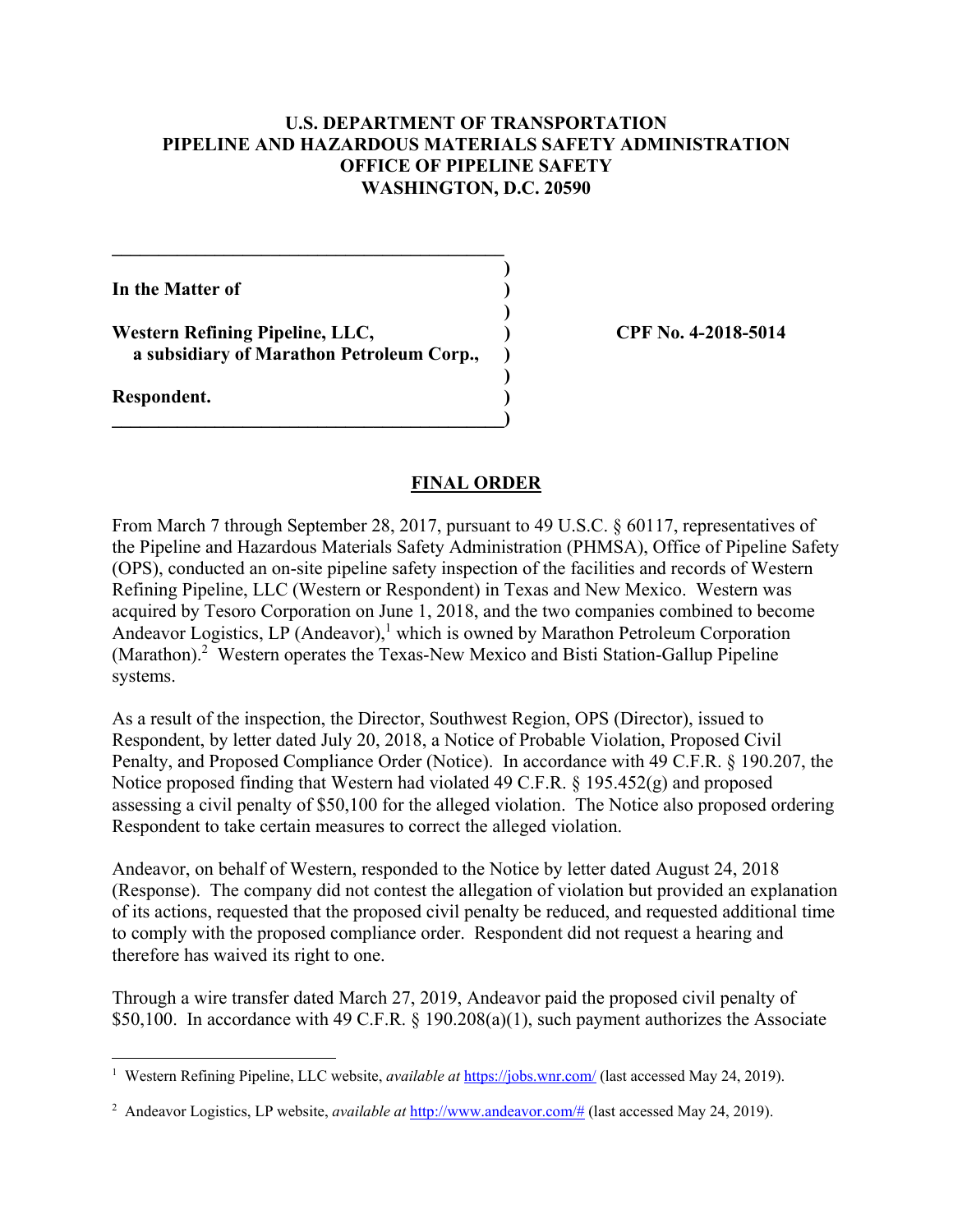**U.S. DEPARTMENT OF TRANSPORTATION**
**PIPELINE AND HAZARDOUS MATERIALS SAFETY ADMINISTRATION**
**OFFICE OF PIPELINE SAFETY**
**WASHINGTON, D.C. 20590**

| | |
|---|---|
| **In the Matter of** | |
| **Western Refining Pipeline, LLC, a subsidiary of Marathon Petroleum Corp.,** | **CPF No. 4-2018-5014** |
| **Respondent.** | |

## FINAL ORDER

From March 7 through September 28, 2017, pursuant to 49 U.S.C. § 60117, representatives of the Pipeline and Hazardous Materials Safety Administration (PHMSA), Office of Pipeline Safety (OPS), conducted an on-site pipeline safety inspection of the facilities and records of Western Refining Pipeline, LLC (Western or Respondent) in Texas and New Mexico. Western was acquired by Tesoro Corporation on June 1, 2018, and the two companies combined to become Andeavor Logistics, LP (Andeavor),[1] which is owned by Marathon Petroleum Corporation (Marathon).[2] Western operates the Texas-New Mexico and Bisti Station-Gallup Pipeline systems.

As a result of the inspection, the Director, Southwest Region, OPS (Director), issued to Respondent, by letter dated July 20, 2018, a Notice of Probable Violation, Proposed Civil Penalty, and Proposed Compliance Order (Notice). In accordance with 49 C.F.R. § 190.207, the Notice proposed finding that Western had violated 49 C.F.R. § 195.452(g) and proposed assessing a civil penalty of $50,100 for the alleged violation. The Notice also proposed ordering Respondent to take certain measures to correct the alleged violation.

Andeavor, on behalf of Western, responded to the Notice by letter dated August 24, 2018 (Response). The company did not contest the allegation of violation but provided an explanation of its actions, requested that the proposed civil penalty be reduced, and requested additional time to comply with the proposed compliance order. Respondent did not request a hearing and therefore has waived its right to one.

Through a wire transfer dated March 27, 2019, Andeavor paid the proposed civil penalty of $50,100. In accordance with 49 C.F.R. § 190.208(a)(1), such payment authorizes the Associate

---

[1] Western Refining Pipeline, LLC website, *available at* https://jobs.wnr.com/ (last accessed May 24, 2019).

[2] Andeavor Logistics, LP website, *available at* http://www.andeavor.com/# (last accessed May 24, 2019).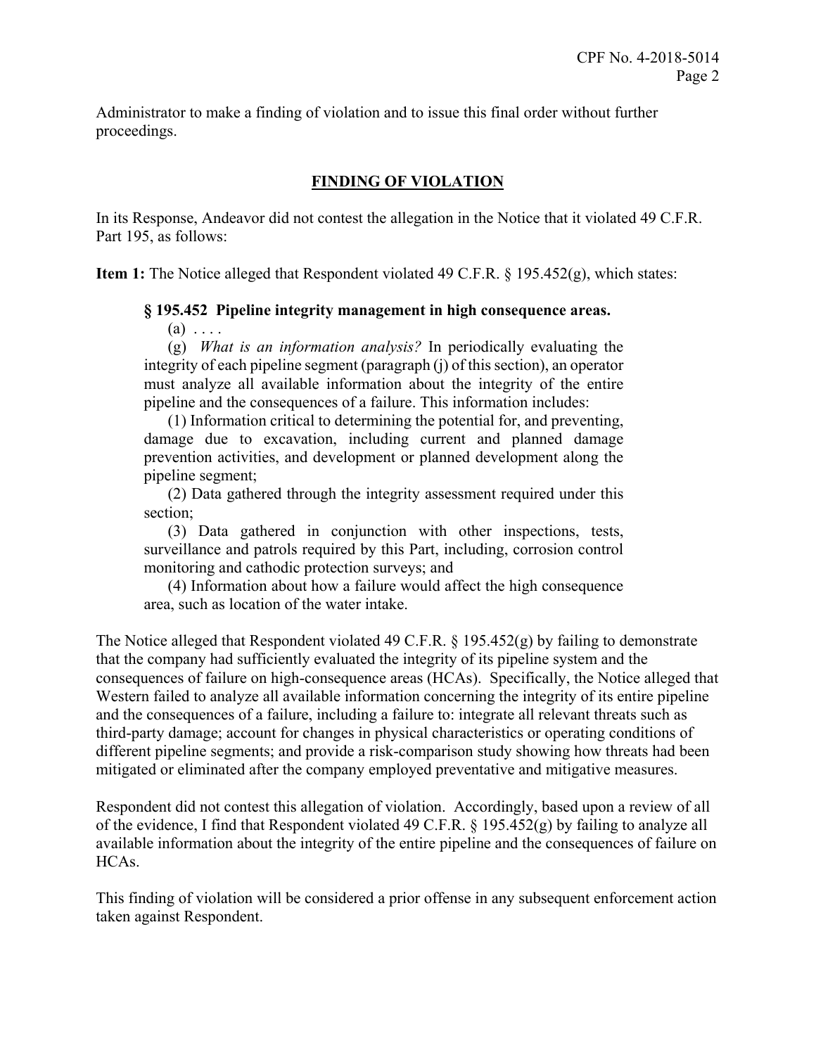Administrator to make a finding of violation and to issue this final order without further proceedings.

## FINDING OF VIOLATION

In its Response, Andeavor did not contest the allegation in the Notice that it violated 49 C.F.R. Part 195, as follows:

**Item 1:** The Notice alleged that Respondent violated 49 C.F.R. § 195.452(g), which states:

> **§ 195.452 Pipeline integrity management in high consequence areas.**
>
> (a) . . . .
>
> (g) *What is an information analysis?* In periodically evaluating the integrity of each pipeline segment (paragraph (j) of this section), an operator must analyze all available information about the integrity of the entire pipeline and the consequences of a failure. This information includes:
>
> (1) Information critical to determining the potential for, and preventing, damage due to excavation, including current and planned damage prevention activities, and development or planned development along the pipeline segment;
>
> (2) Data gathered through the integrity assessment required under this section;
>
> (3) Data gathered in conjunction with other inspections, tests, surveillance and patrols required by this Part, including, corrosion control monitoring and cathodic protection surveys; and
>
> (4) Information about how a failure would affect the high consequence area, such as location of the water intake.

The Notice alleged that Respondent violated 49 C.F.R. § 195.452(g) by failing to demonstrate that the company had sufficiently evaluated the integrity of its pipeline system and the consequences of failure on high-consequence areas (HCAs). Specifically, the Notice alleged that Western failed to analyze all available information concerning the integrity of its entire pipeline and the consequences of a failure, including a failure to: integrate all relevant threats such as third-party damage; account for changes in physical characteristics or operating conditions of different pipeline segments; and provide a risk-comparison study showing how threats had been mitigated or eliminated after the company employed preventative and mitigative measures.

Respondent did not contest this allegation of violation. Accordingly, based upon a review of all of the evidence, I find that Respondent violated 49 C.F.R. § 195.452(g) by failing to analyze all available information about the integrity of the entire pipeline and the consequences of failure on HCAs.

This finding of violation will be considered a prior offense in any subsequent enforcement action taken against Respondent.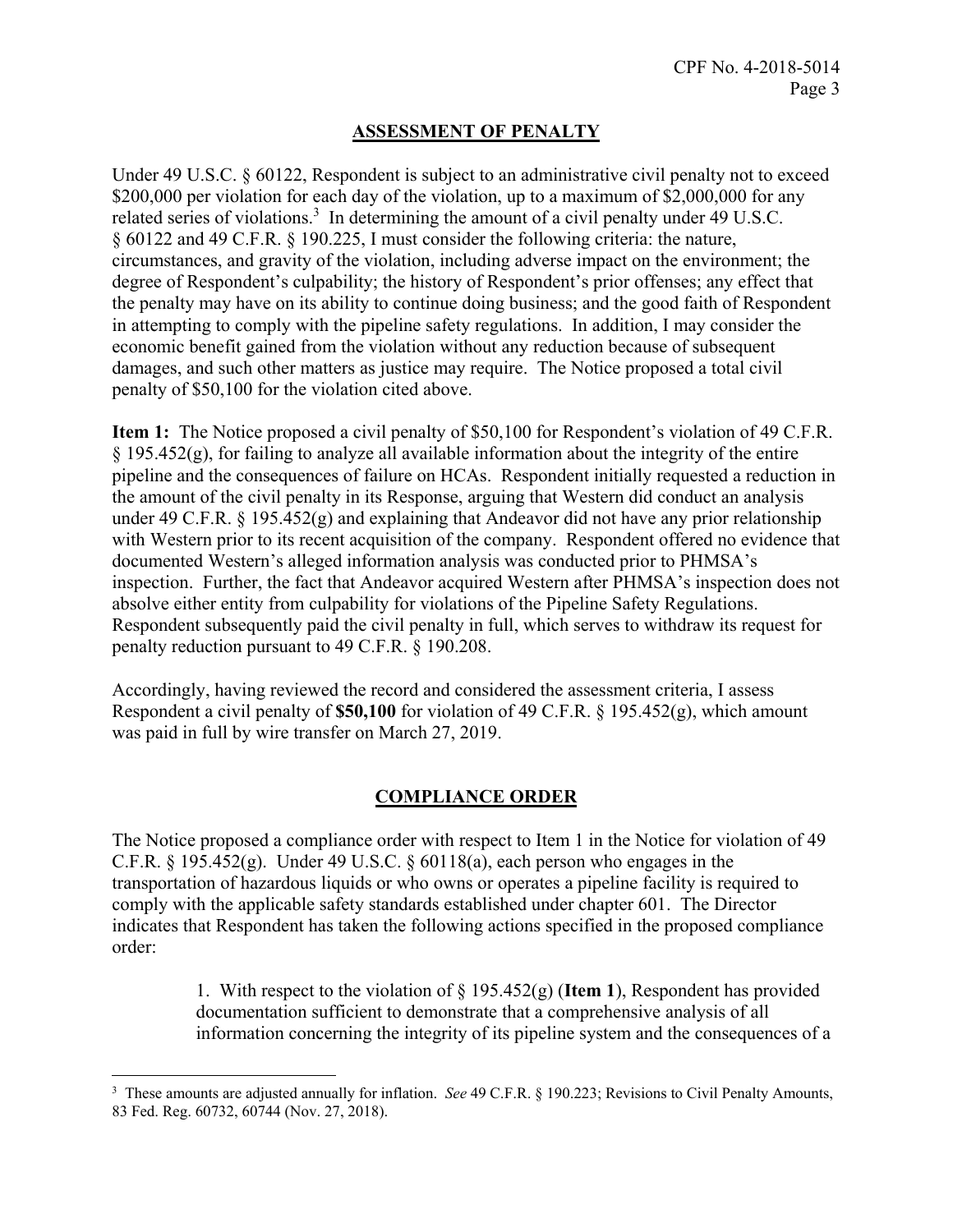## ASSESSMENT OF PENALTY

Under 49 U.S.C. § 60122, Respondent is subject to an administrative civil penalty not to exceed $200,000 per violation for each day of the violation, up to a maximum of $2,000,000 for any related series of violations.[3] In determining the amount of a civil penalty under 49 U.S.C. § 60122 and 49 C.F.R. § 190.225, I must consider the following criteria: the nature, circumstances, and gravity of the violation, including adverse impact on the environment; the degree of Respondent's culpability; the history of Respondent's prior offenses; any effect that the penalty may have on its ability to continue doing business; and the good faith of Respondent in attempting to comply with the pipeline safety regulations. In addition, I may consider the economic benefit gained from the violation without any reduction because of subsequent damages, and such other matters as justice may require. The Notice proposed a total civil penalty of $50,100 for the violation cited above.

**Item 1:** The Notice proposed a civil penalty of $50,100 for Respondent's violation of 49 C.F.R. § 195.452(g), for failing to analyze all available information about the integrity of the entire pipeline and the consequences of failure on HCAs. Respondent initially requested a reduction in the amount of the civil penalty in its Response, arguing that Western did conduct an analysis under 49 C.F.R. § 195.452(g) and explaining that Andeavor did not have any prior relationship with Western prior to its recent acquisition of the company. Respondent offered no evidence that documented Western's alleged information analysis was conducted prior to PHMSA's inspection. Further, the fact that Andeavor acquired Western after PHMSA's inspection does not absolve either entity from culpability for violations of the Pipeline Safety Regulations. Respondent subsequently paid the civil penalty in full, which serves to withdraw its request for penalty reduction pursuant to 49 C.F.R. § 190.208.

Accordingly, having reviewed the record and considered the assessment criteria, I assess Respondent a civil penalty of **$50,100** for violation of 49 C.F.R. § 195.452(g), which amount was paid in full by wire transfer on March 27, 2019.

## COMPLIANCE ORDER

The Notice proposed a compliance order with respect to Item 1 in the Notice for violation of 49 C.F.R. § 195.452(g). Under 49 U.S.C. § 60118(a), each person who engages in the transportation of hazardous liquids or who owns or operates a pipeline facility is required to comply with the applicable safety standards established under chapter 601. The Director indicates that Respondent has taken the following actions specified in the proposed compliance order:

> 1. With respect to the violation of § 195.452(g) (**Item 1**), Respondent has provided documentation sufficient to demonstrate that a comprehensive analysis of all information concerning the integrity of its pipeline system and the consequences of a

[3] These amounts are adjusted annually for inflation. *See* 49 C.F.R. § 190.223; Revisions to Civil Penalty Amounts, 83 Fed. Reg. 60732, 60744 (Nov. 27, 2018).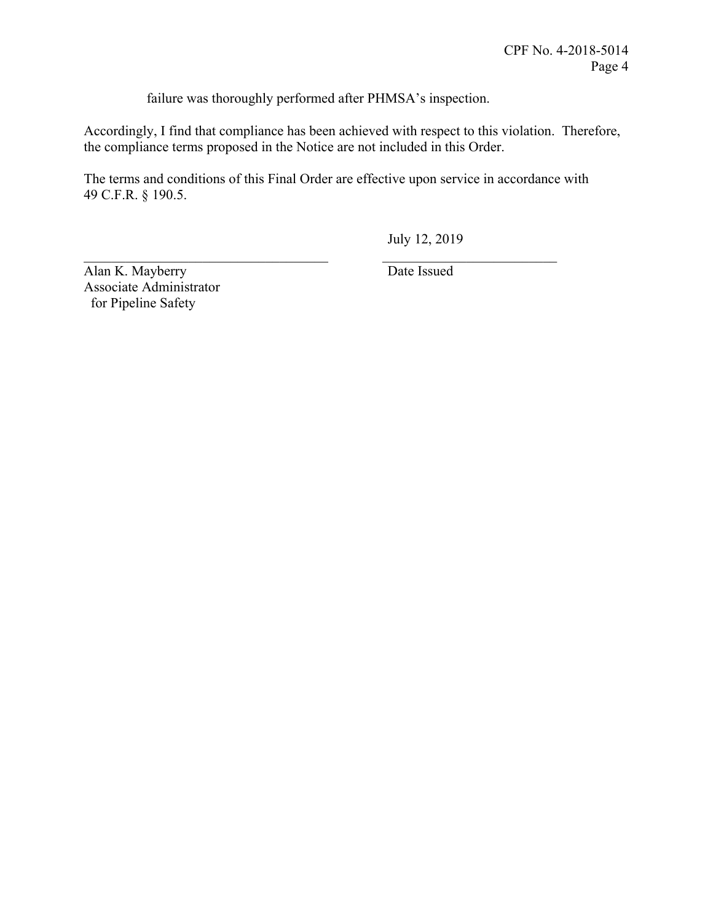failure was thoroughly performed after PHMSA's inspection.

Accordingly, I find that compliance has been achieved with respect to this violation. Therefore, the compliance terms proposed in the Notice are not included in this Order.

The terms and conditions of this Final Order are effective upon service in accordance with 49 C.F.R. § 190.5.

July 12, 2019

\_\_\_\_\_\_\_\_\_\_\_\_\_\_\_\_\_\_\_\_\_\_\_\_\_\_\_\_\_\_\_\_\_\_ \_\_\_\_\_\_\_\_\_\_\_\_\_\_\_\_\_\_\_\_\_\_\_\_\_\_

Alan K. Mayberry
Associate Administrator
for Pipeline Safety

Date Issued